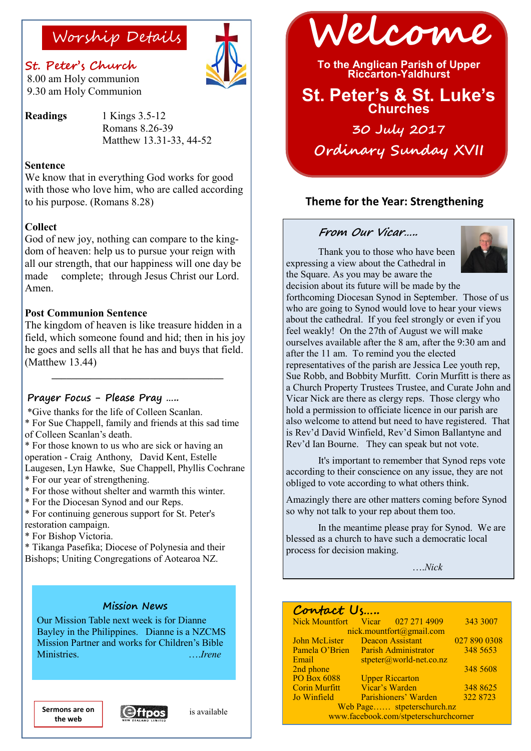# Welcome

**To the Anglican Parish of Upper Riccarton-Yaldhurst**

## St. Peter's & St. Luke's Churches

**30 July 2017**

**Ordinary Sunday XVII**

### Theme for the Year: Strengthening

## Worship Details

### St. Peter's Church

8.00 am Holy communion
9.30 am Holy Communion

**Readings**
1 Kings 3.5-12
Romans 8.26-39
Matthew 13.31-33, 44-52

**Sentence**
We know that in everything God works for good with those who love him, who are called according to his purpose. (Romans 8.28)

**Collect**
God of new joy, nothing can compare to the kingdom of heaven: help us to pursue your reign with all our strength, that our happiness will one day be made complete; through Jesus Christ our Lord. Amen.

**Post Communion Sentence**
The kingdom of heaven is like treasure hidden in a field, which someone found and hid; then in his joy he goes and sells all that he has and buys that field. (Matthew 13.44)

---

### Prayer Focus - Please Pray …..

*Give thanks for the life of Colleen Scanlan.
* For Sue Chappell, family and friends at this sad time of Colleen Scanlan's death.
* For those known to us who are sick or having an operation - Craig Anthony, David Kent, Estelle Laugesen, Lyn Hawke, Sue Chappell, Phyllis Cochrane
* For our year of strengthening.
* For those without shelter and warmth this winter.
* For the Diocesan Synod and our Reps.
* For continuing generous support for St. Peter's restoration campaign.
* For Bishop Victoria.
* Tikanga Pasefika; Diocese of Polynesia and their Bishops; Uniting Congregations of Aotearoa NZ.

### Mission News

Our Mission Table next week is for Dianne Bayley in the Philippines. Dianne is a NZCMS Mission Partner and works for Children's Bible Ministries. *….Irene*

**Sermons are on the web**

Eftpos is available

### From Our Vicar…..

Thank you to those who have been expressing a view about the Cathedral in the Square. As you may be aware the decision about its future will be made by the forthcoming Diocesan Synod in September. Those of us who are going to Synod would love to hear your views about the cathedral. If you feel strongly or even if you feel weakly! On the 27th of August we will make ourselves available after the 8 am, after the 9:30 am and after the 11 am. To remind you the elected representatives of the parish are Jessica Lee youth rep, Sue Robb, and Bobbity Murfitt. Corin Murfitt is there as a Church Property Trustees Trustee, and Curate John and Vicar Nick are there as clergy reps. Those clergy who hold a permission to officiate licence in our parish are also welcome to attend but need to have registered. That is Rev'd David Winfield, Rev'd Simon Ballantyne and Rev'd Ian Bourne. They can speak but not vote.

It's important to remember that Synod reps vote according to their conscience on any issue, they are not obliged to vote according to what others think.

Amazingly there are other matters coming before Synod so why not talk to your rep about them too.

In the meantime please pray for Synod. We are blessed as a church to have such a democratic local process for decision making.

*….Nick*

### Contact Us…..

| | | | |
|---|---|---|---|
| Nick Mountfort | Vicar | 027 271 4909 | 343 3007 |
| | nick.mountfort@gmail.com | | |
| John McLister | Deacon Assistant | | 027 890 0308 |
| Pamela O'Brien | Parish Administrator | | 348 5653 |
| Email | stpeter@world-net.co.nz | | |
| 2nd phone | | | 348 5608 |
| PO Box 6088 | Upper Riccarton | | |
| Corin Murfitt | Vicar's Warden | | 348 8625 |
| Jo Winfield | Parishioners' Warden | | 322 8723 |

Web Page…… stpeterschurch.nz
www.facebook.com/stpeterschurchcorner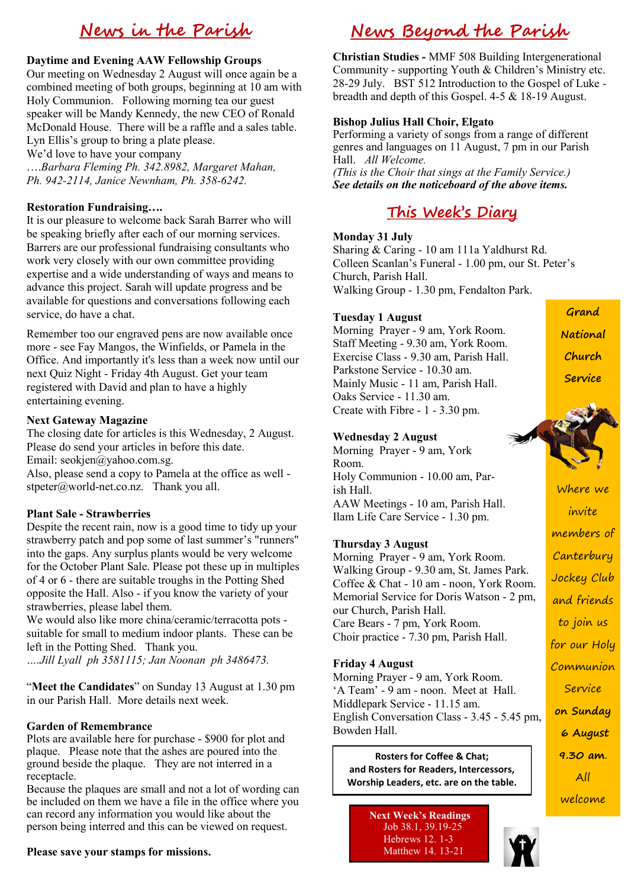## News in the Parish

**Daytime and Evening AAW Fellowship Groups**

Our meeting on Wednesday 2 August will once again be a combined meeting of both groups, beginning at 10 am with Holy Communion. Following morning tea our guest speaker will be Mandy Kennedy, the new CEO of Ronald McDonald House. There will be a raffle and a sales table. Lyn Ellis's group to bring a plate please.

We'd love to have your company

*….Barbara Fleming Ph. 342.8982, Margaret Mahan, Ph. 942-2114, Janice Newnham, Ph. 358-6242.*

**Restoration Fundraising….**

It is our pleasure to welcome back Sarah Barrer who will be speaking briefly after each of our morning services. Barrers are our professional fundraising consultants who work very closely with our own committee providing expertise and a wide understanding of ways and means to advance this project. Sarah will update progress and be available for questions and conversations following each service, do have a chat.

Remember too our engraved pens are now available once more - see Fay Mangos, the Winfields, or Pamela in the Office. And importantly it's less than a week now until our next Quiz Night - Friday 4th August. Get your team registered with David and plan to have a highly entertaining evening.

**Next Gateway Magazine**

The closing date for articles is this Wednesday, 2 August. Please do send your articles in before this date.

Email: seokjen@yahoo.com.sg.

Also, please send a copy to Pamela at the office as well - stpeter@world-net.co.nz. Thank you all.

**Plant Sale - Strawberries**

Despite the recent rain, now is a good time to tidy up your strawberry patch and pop some of last summer's "runners" into the gaps. Any surplus plants would be very welcome for the October Plant Sale. Please pot these up in multiples of 4 or 6 - there are suitable troughs in the Potting Shed opposite the Hall. Also - if you know the variety of your strawberries, please label them.

We would also like more china/ceramic/terracotta pots - suitable for small to medium indoor plants. These can be left in the Potting Shed. Thank you.

*….Jill Lyall ph 3581115; Jan Noonan ph 3486473.*

"**Meet the Candidates**" on Sunday 13 August at 1.30 pm in our Parish Hall. More details next week.

**Garden of Remembrance**

Plots are available here for purchase - $900 for plot and plaque. Please note that the ashes are poured into the ground beside the plaque. They are not interred in a receptacle.

Because the plaques are small and not a lot of wording can be included on them we have a file in the office where you can record any information you would like about the person being interred and this can be viewed on request.

**Please save your stamps for missions.**

## News Beyond the Parish

**Christian Studies -** MMF 508 Building Intergenerational Community - supporting Youth & Children's Ministry etc. 28-29 July. BST 512 Introduction to the Gospel of Luke - breadth and depth of this Gospel. 4-5 & 18-19 August.

**Bishop Julius Hall Choir, Elgato**

Performing a variety of songs from a range of different genres and languages on 11 August, 7 pm in our Parish Hall. *All Welcome.*

*(This is the Choir that sings at the Family Service.)*

***See details on the noticeboard of the above items.***

## This Week's Diary

**Monday 31 July**

Sharing & Caring - 10 am 111a Yaldhurst Rd.
Colleen Scanlan's Funeral - 1.00 pm, our St. Peter's Church, Parish Hall.
Walking Group - 1.30 pm, Fendalton Park.

**Tuesday 1 August**

Morning Prayer - 9 am, York Room.
Staff Meeting - 9.30 am, York Room.
Exercise Class - 9.30 am, Parish Hall.
Parkstone Service - 10.30 am.
Mainly Music - 11 am, Parish Hall.
Oaks Service - 11.30 am.
Create with Fibre - 1 - 3.30 pm.

**Wednesday 2 August**

Morning Prayer - 9 am, York Room.
Holy Communion - 10.00 am, Parish Hall.
AAW Meetings - 10 am, Parish Hall.
Ilam Life Care Service - 1.30 pm.

**Thursday 3 August**

Morning Prayer - 9 am, York Room.
Walking Group - 9.30 am, St. James Park.
Coffee & Chat - 10 am - noon, York Room.
Memorial Service for Doris Watson - 2 pm, our Church, Parish Hall.
Care Bears - 7 pm, York Room.
Choir practice - 7.30 pm, Parish Hall.

**Friday 4 August**

Morning Prayer - 9 am, York Room.
'A Team' - 9 am - noon. Meet at Hall.
Middlepark Service - 11.15 am.
English Conversation Class - 3.45 - 5.45 pm, Bowden Hall.

**Grand National Church Service**

Where we invite members of Canterbury Jockey Club and friends to join us for our Holy Communion Service on Sunday 6 August 9.30 am. All welcome

**Rosters for Coffee & Chat; and Rosters for Readers, Intercessors, Worship Leaders, etc. are on the table.**

**Next Week's Readings**
Job 38.1, 39.19-25
Hebrews 12. 1-3
Matthew 14. 13-21